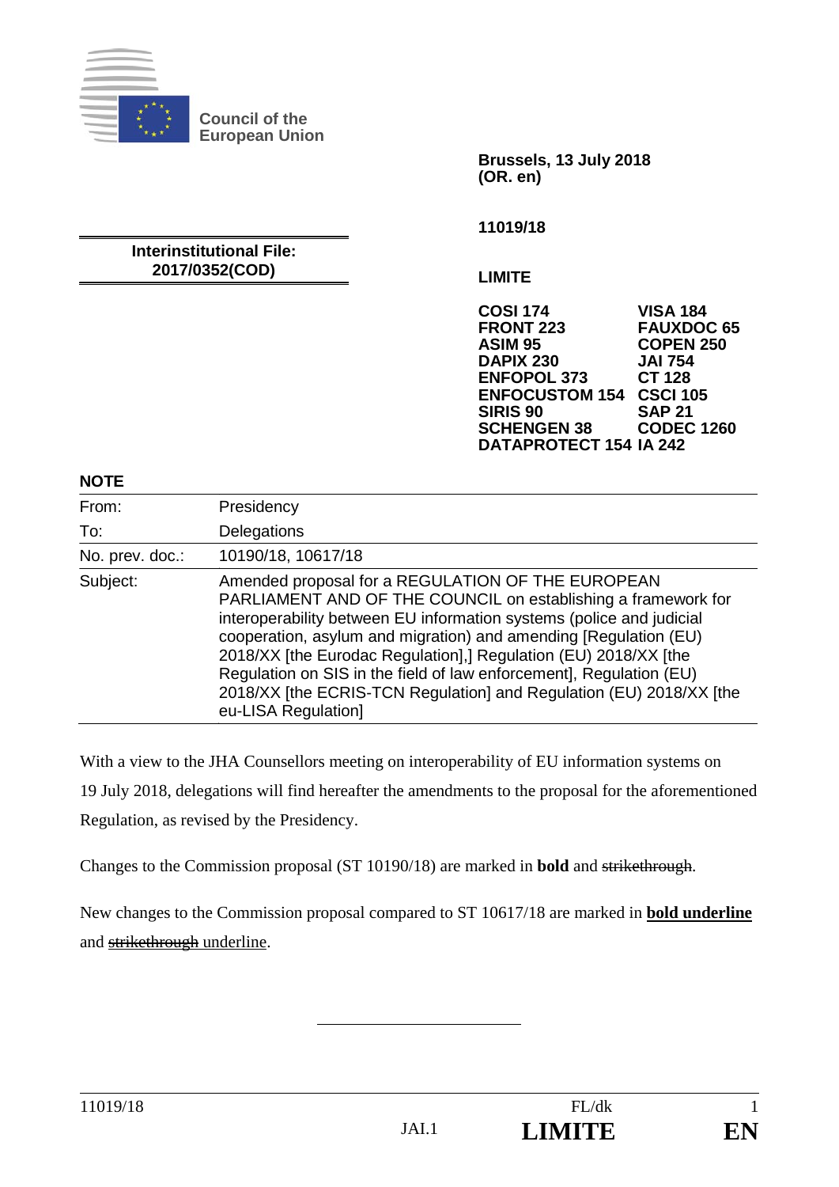**Council of the European Union**

**Brussels, 13 July 2018**
**(OR. en)**

**11019/18**

**Interinstitutional File:**
**2017/0352(COD)**

**LIMITE**

| | |
|---|---|
| **COSI 174** | **VISA 184** |
| **FRONT 223** | **FAUXDOC 65** |
| **ASIM 95** | **COPEN 250** |
| **DAPIX 230** | **JAI 754** |
| **ENFOPOL 373** | **CT 128** |
| **ENFOCUSTOM 154** | **CSCI 105** |
| **SIRIS 90** | **SAP 21** |
| **SCHENGEN 38** | **CODEC 1260** |
| **DATAPROTECT 154** | **IA 242** |

**NOTE**

| | |
|---|---|
| From: | Presidency |
| To: | Delegations |
| No. prev. doc.: | 10190/18, 10617/18 |
| Subject: | Amended proposal for a REGULATION OF THE EUROPEAN PARLIAMENT AND OF THE COUNCIL on establishing a framework for interoperability between EU information systems (police and judicial cooperation, asylum and migration) and amending [Regulation (EU) 2018/XX [the Eurodac Regulation],] Regulation (EU) 2018/XX [the Regulation on SIS in the field of law enforcement], Regulation (EU) 2018/XX [the ECRIS-TCN Regulation] and Regulation (EU) 2018/XX [the eu-LISA Regulation] |

With a view to the JHA Counsellors meeting on interoperability of EU information systems on 19 July 2018, delegations will find hereafter the amendments to the proposal for the aforementioned Regulation, as revised by the Presidency.

Changes to the Commission proposal (ST 10190/18) are marked in **bold** and ~~strikethrough~~.

New changes to the Commission proposal compared to ST 10617/18 are marked in **<u>bold underline</u>** and <u>~~strikethrough~~ underline</u>.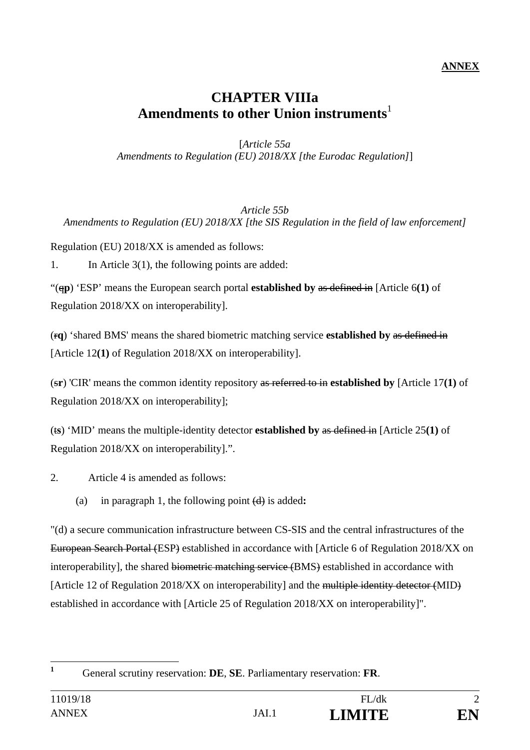**ANNEX**

# CHAPTER VIIIa
# Amendments to other Union instruments[1]

[*Article 55a*
*Amendments to Regulation (EU) 2018/XX [the Eurodac Regulation]*]

*Article 55b*
*Amendments to Regulation (EU) 2018/XX [the SIS Regulation in the field of law enforcement]*

Regulation (EU) 2018/XX is amended as follows:

1. In Article 3(1), the following points are added:

"(~~q~~**p**) 'ESP' means the European search portal **established by** ~~as defined in~~ [Article 6**(1)** of Regulation 2018/XX on interoperability].

(~~r~~**q**) 'shared BMS' means the shared biometric matching service **established by** ~~as defined in~~ [Article 12**(1)** of Regulation 2018/XX on interoperability].

(~~s~~**r**) 'CIR' means the common identity repository ~~as referred to in~~ **established by** [Article 17**(1)** of Regulation 2018/XX on interoperability];

(~~t~~**s**) 'MID' means the multiple-identity detector **established by** ~~as defined in~~ [Article 25**(1)** of Regulation 2018/XX on interoperability].".

2. Article 4 is amended as follows:

   (a) in paragraph 1, the following point ~~(d)~~ is added**:**

"(d) a secure communication infrastructure between CS-SIS and the central infrastructures of the ~~European Search Portal (~~ESP~~)~~ established in accordance with [Article 6 of Regulation 2018/XX on interoperability], the shared ~~biometric matching service (~~BMS~~)~~ established in accordance with [Article 12 of Regulation 2018/XX on interoperability] and the ~~multiple identity detector (~~MID~~)~~ established in accordance with [Article 25 of Regulation 2018/XX on interoperability]".

---

[1] General scrutiny reservation: **DE**, **SE**. Parliamentary reservation: **FR**.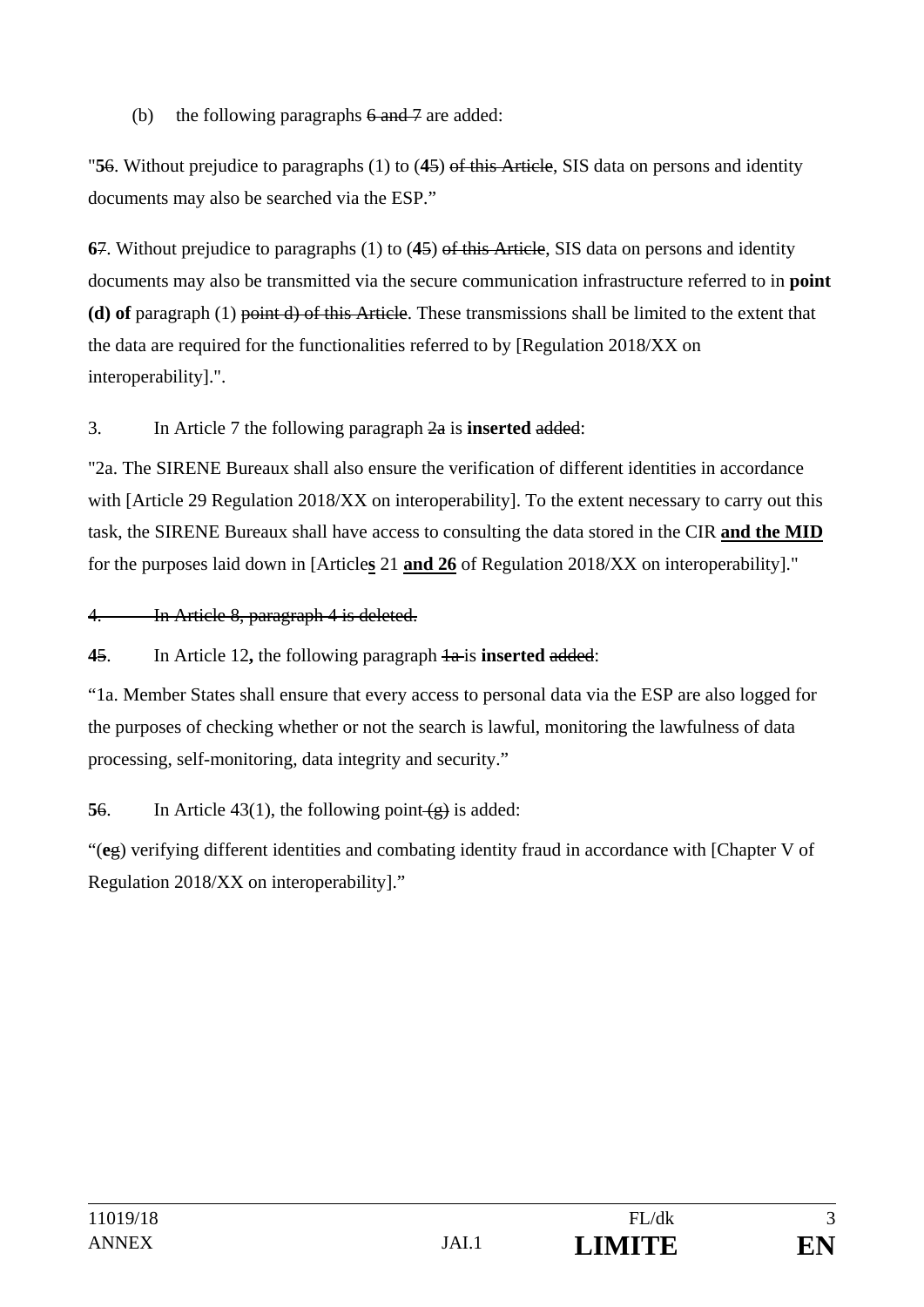(b) the following paragraphs ~~6 and 7~~ are added:

"**5**~~6~~. Without prejudice to paragraphs (1) to (**4**~~5~~) ~~of this Article~~, SIS data on persons and identity documents may also be searched via the ESP."

**6**~~7~~. Without prejudice to paragraphs (1) to (**4**~~5~~) ~~of this Article~~, SIS data on persons and identity documents may also be transmitted via the secure communication infrastructure referred to in **point (d) of** paragraph (1) ~~point d) of this Article~~. These transmissions shall be limited to the extent that the data are required for the functionalities referred to by [Regulation 2018/XX on interoperability].".

3. In Article 7 the following paragraph ~~2a~~ is **inserted** ~~added~~:

"2a. The SIRENE Bureaux shall also ensure the verification of different identities in accordance with [Article 29 Regulation 2018/XX on interoperability]. To the extent necessary to carry out this task, the SIRENE Bureaux shall have access to consulting the data stored in the CIR <u>**and the MID**</u> for the purposes laid down in [Article<u>**s**</u> 21 <u>**and 26**</u> of Regulation 2018/XX on interoperability]."

~~4. In Article 8, paragraph 4 is deleted.~~

**4**~~5~~. In Article 12**,** the following paragraph ~~1a~~ is **inserted** ~~added~~:

"1a. Member States shall ensure that every access to personal data via the ESP are also logged for the purposes of checking whether or not the search is lawful, monitoring the lawfulness of data processing, self-monitoring, data integrity and security."

**5**~~6~~. In Article 43(1), the following point ~~(g)~~ is added:

"(**e**~~g~~) verifying different identities and combating identity fraud in accordance with [Chapter V of Regulation 2018/XX on interoperability]."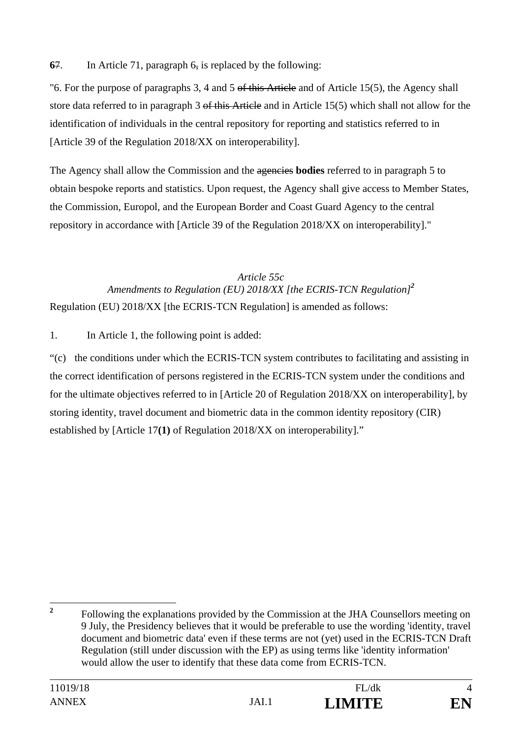**6**~~7~~. In Article 71, paragraph 6~~,~~ is replaced by the following:

"6. For the purpose of paragraphs 3, 4 and 5 ~~of this Article~~ and of Article 15(5), the Agency shall store data referred to in paragraph 3 ~~of this Article~~ and in Article 15(5) which shall not allow for the identification of individuals in the central repository for reporting and statistics referred to in [Article 39 of the Regulation 2018/XX on interoperability].

The Agency shall allow the Commission and the ~~agencies~~ **bodies** referred to in paragraph 5 to obtain bespoke reports and statistics. Upon request, the Agency shall give access to Member States, the Commission, Europol, and the European Border and Coast Guard Agency to the central repository in accordance with [Article 39 of the Regulation 2018/XX on interoperability]."

*Article 55c*

*Amendments to Regulation (EU) 2018/XX [the ECRIS-TCN Regulation]*[2]

Regulation (EU) 2018/XX [the ECRIS-TCN Regulation] is amended as follows:

1. In Article 1, the following point is added:

"(c) the conditions under which the ECRIS-TCN system contributes to facilitating and assisting in the correct identification of persons registered in the ECRIS-TCN system under the conditions and for the ultimate objectives referred to in [Article 20 of Regulation 2018/XX on interoperability], by storing identity, travel document and biometric data in the common identity repository (CIR) established by [Article 17**(1)** of Regulation 2018/XX on interoperability]."

[2] Following the explanations provided by the Commission at the JHA Counsellors meeting on 9 July, the Presidency believes that it would be preferable to use the wording 'identity, travel document and biometric data' even if these terms are not (yet) used in the ECRIS-TCN Draft Regulation (still under discussion with the EP) as using terms like 'identity information' would allow the user to identify that these data come from ECRIS-TCN.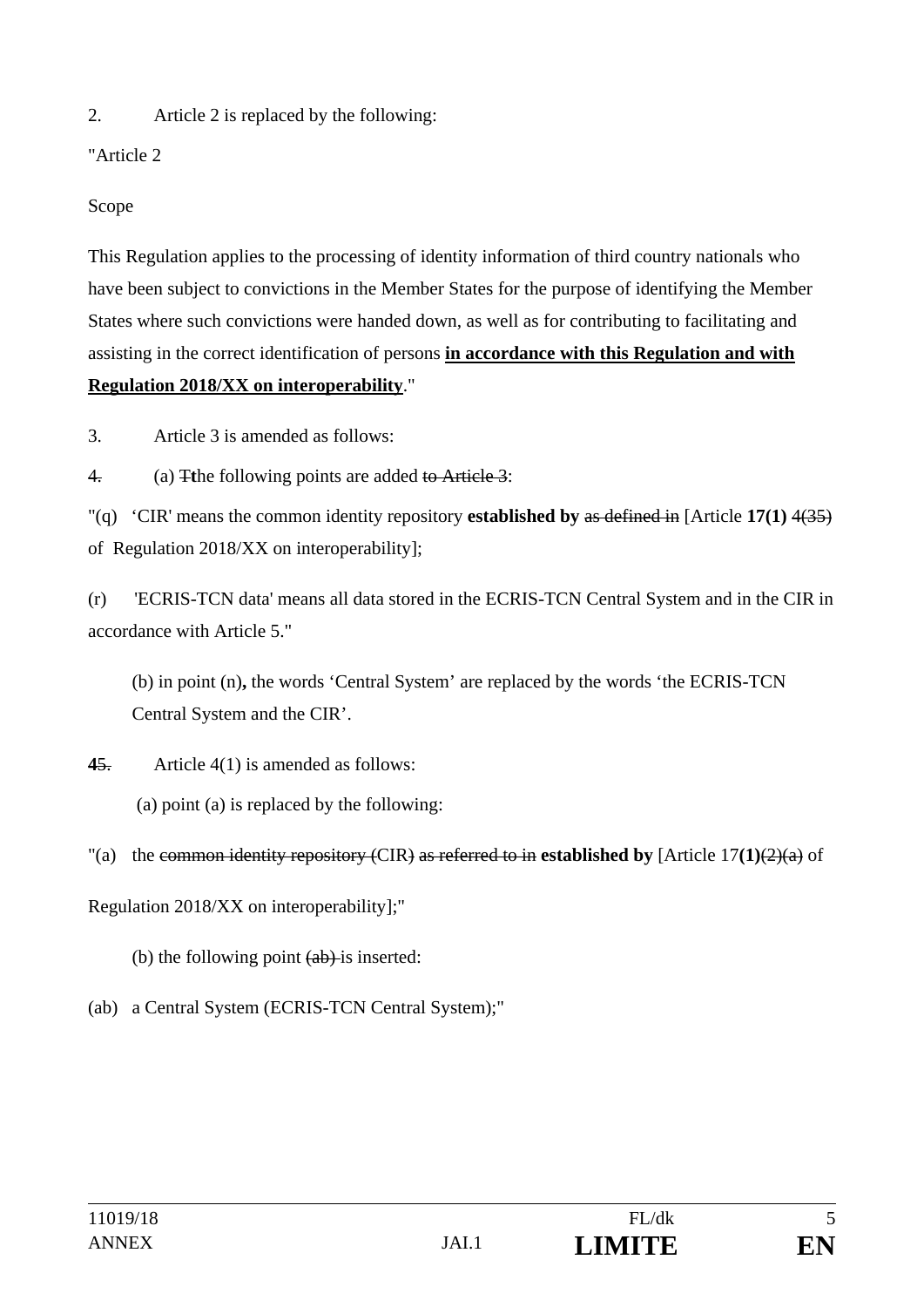2. Article 2 is replaced by the following:

"Article 2

Scope

This Regulation applies to the processing of identity information of third country nationals who have been subject to convictions in the Member States for the purpose of identifying the Member States where such convictions were handed down, as well as for contributing to facilitating and assisting in the correct identification of persons **<u>in accordance with this Regulation and with Regulation 2018/XX on interoperability</u>**."

3. Article 3 is amended as follows:

~~4.~~ (a) ~~T~~**t**he following points are added ~~to Article 3~~:

"(q) 'CIR' means the common identity repository **established by** ~~as defined in~~ [Article **17(1)** ~~4(35)~~ of Regulation 2018/XX on interoperability];

(r) 'ECRIS-TCN data' means all data stored in the ECRIS-TCN Central System and in the CIR in accordance with Article 5."

(b) in point (n)**,** the words 'Central System' are replaced by the words 'the ECRIS-TCN Central System and the CIR'.

**4**~~5.~~ Article 4(1) is amended as follows:

(a) point (a) is replaced by the following:

"(a) the ~~common identity repository (~~CIR~~)~~ ~~as referred to in~~ **established by** [Article 17**(1)**~~(2)(a)~~ of Regulation 2018/XX on interoperability];"

(b) the following point ~~(ab)~~ is inserted:

(ab) a Central System (ECRIS-TCN Central System);"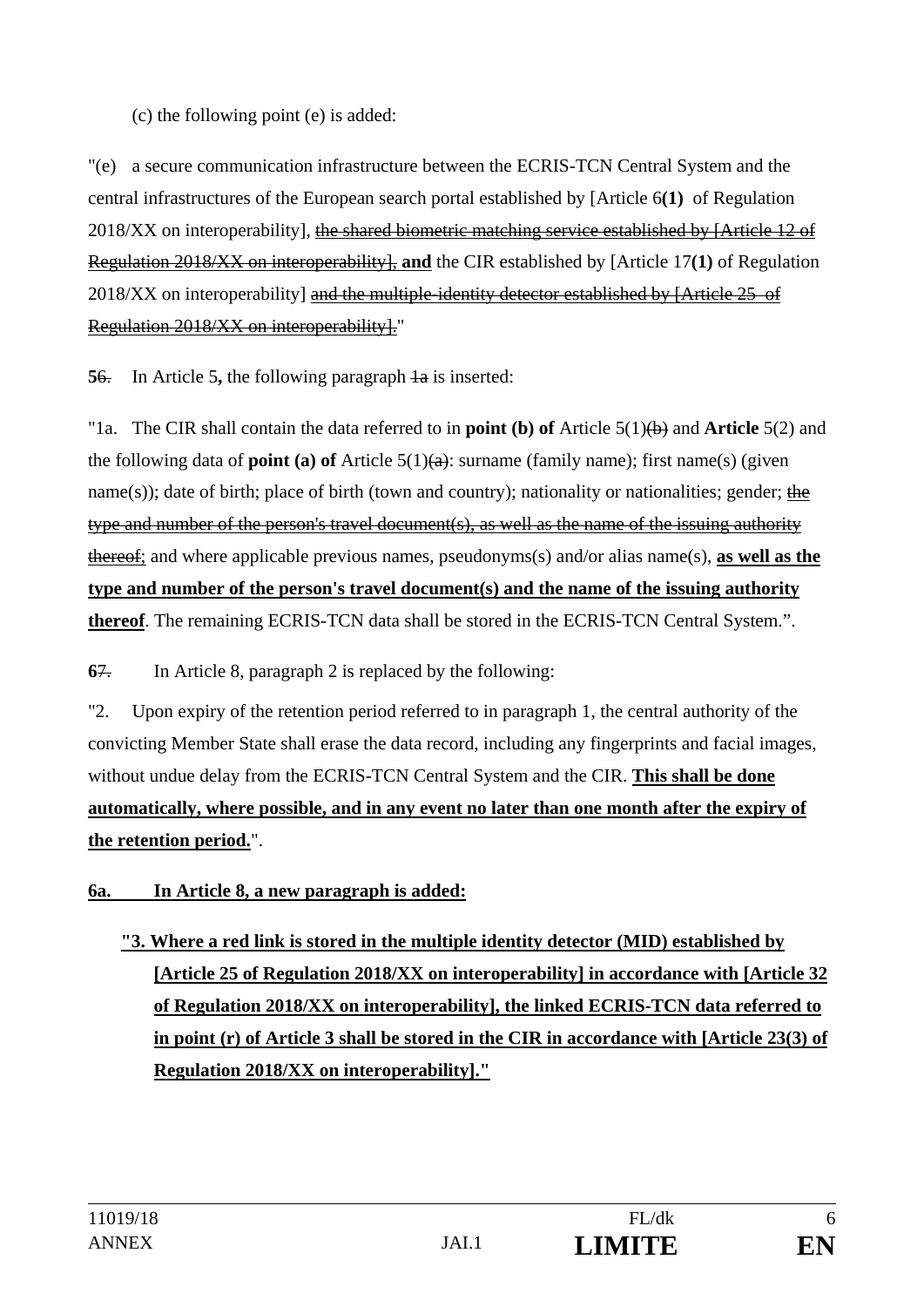(c) the following point (e) is added:

"(e) a secure communication infrastructure between the ECRIS-TCN Central System and the central infrastructures of the European search portal established by [Article 6**(1)** of Regulation 2018/XX on interoperability], ~~the shared biometric matching service established by [Article 12 of Regulation 2018/XX on interoperability],~~ **and** the CIR established by [Article 17**(1)** of Regulation 2018/XX on interoperability] ~~and the multiple-identity detector established by [Article 25 of Regulation 2018/XX on interoperability].~~"

**5**~~6.~~ In Article 5**,** the following paragraph ~~1a~~ is inserted:

"1a. The CIR shall contain the data referred to in **point (b) of** Article 5(1)~~(b)~~ and **Article** 5(2) and the following data of **point (a) of** Article 5(1)~~(a)~~: surname (family name); first name(s) (given name(s)); date of birth; place of birth (town and country); nationality or nationalities; gender; ~~the type and number of the person's travel document(s), as well as the name of the issuing authority thereof;~~ and where applicable previous names, pseudonyms(s) and/or alias name(s), **<u>as well as the type and number of the person's travel document(s) and the name of the issuing authority thereof</u>**. The remaining ECRIS-TCN data shall be stored in the ECRIS-TCN Central System.".

**6**~~7.~~ In Article 8, paragraph 2 is replaced by the following:

"2. Upon expiry of the retention period referred to in paragraph 1, the central authority of the convicting Member State shall erase the data record, including any fingerprints and facial images, without undue delay from the ECRIS-TCN Central System and the CIR. **<u>This shall be done automatically, where possible, and in any event no later than one month after the expiry of the retention period.</u>**".

**<u>6a. In Article 8, a new paragraph is added:</u>**

**<u>"3. Where a red link is stored in the multiple identity detector (MID) established by [Article 25 of Regulation 2018/XX on interoperability] in accordance with [Article 32 of Regulation 2018/XX on interoperability], the linked ECRIS-TCN data referred to in point (r) of Article 3 shall be stored in the CIR in accordance with [Article 23(3) of Regulation 2018/XX on interoperability]."</u>**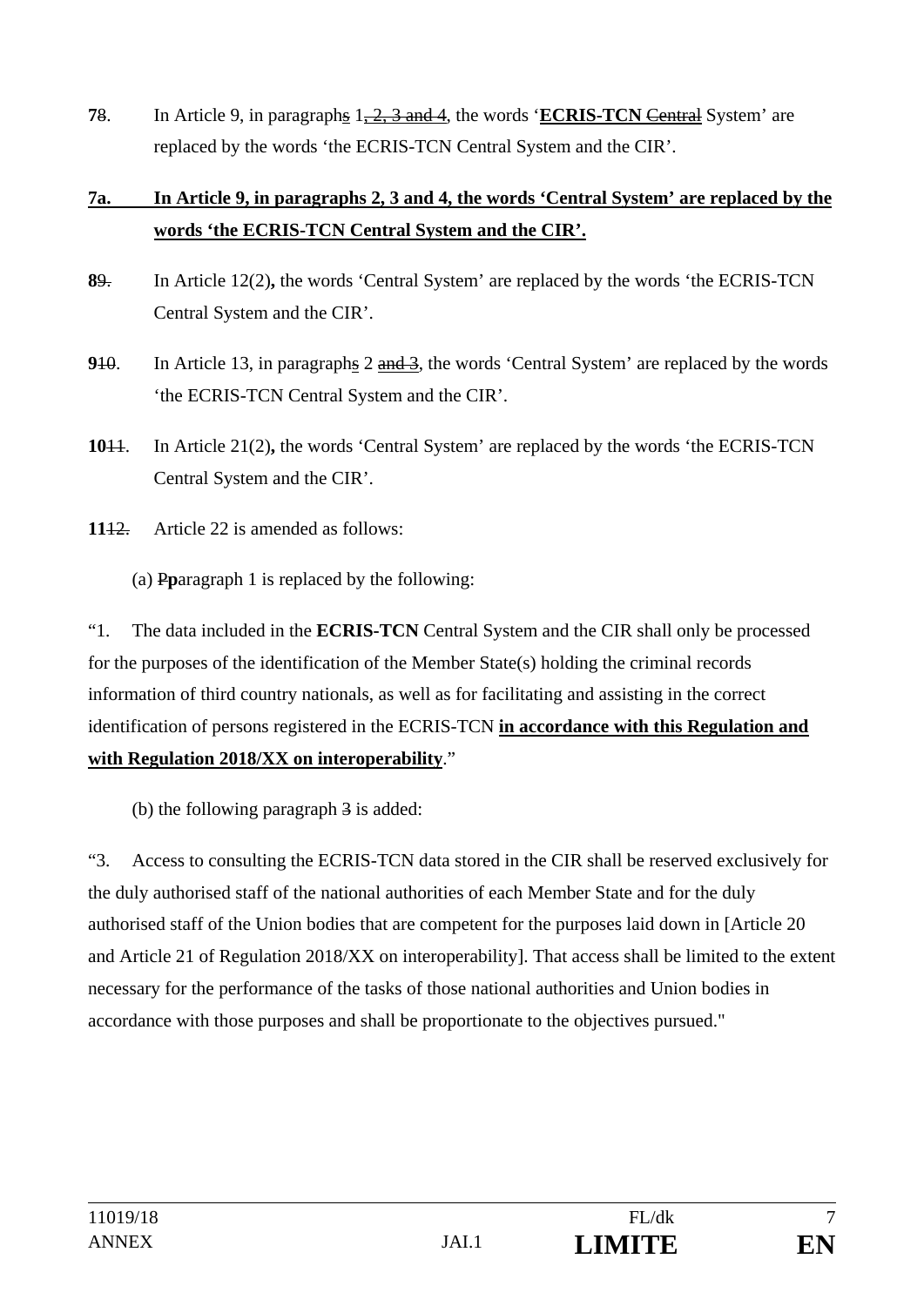**7**~~8~~. In Article 9, in paragraph~~s~~ 1~~, 2, 3 and 4~~, the words '**ECRIS-TCN** ~~Central~~ System' are replaced by the words 'the ECRIS-TCN Central System and the CIR'.

**7a. In Article 9, in paragraphs 2, 3 and 4, the words 'Central System' are replaced by the words 'the ECRIS-TCN Central System and the CIR'.**

**8**~~9.~~ In Article 12(2)**,** the words 'Central System' are replaced by the words 'the ECRIS-TCN Central System and the CIR'.

**9**~~10~~. In Article 13, in paragraph~~s~~ 2 ~~and 3~~, the words 'Central System' are replaced by the words 'the ECRIS-TCN Central System and the CIR'.

**10**~~11~~. In Article 21(2)**,** the words 'Central System' are replaced by the words 'the ECRIS-TCN Central System and the CIR'.

**11**~~12.~~ Article 22 is amended as follows:

(a) ~~P~~**p**aragraph 1 is replaced by the following:

"1. The data included in the **ECRIS-TCN** Central System and the CIR shall only be processed for the purposes of the identification of the Member State(s) holding the criminal records information of third country nationals, as well as for facilitating and assisting in the correct identification of persons registered in the ECRIS-TCN **in accordance with this Regulation and with Regulation 2018/XX on interoperability**."

(b) the following paragraph ~~3~~ is added:

"3. Access to consulting the ECRIS-TCN data stored in the CIR shall be reserved exclusively for the duly authorised staff of the national authorities of each Member State and for the duly authorised staff of the Union bodies that are competent for the purposes laid down in [Article 20 and Article 21 of Regulation 2018/XX on interoperability]. That access shall be limited to the extent necessary for the performance of the tasks of those national authorities and Union bodies in accordance with those purposes and shall be proportionate to the objectives pursued."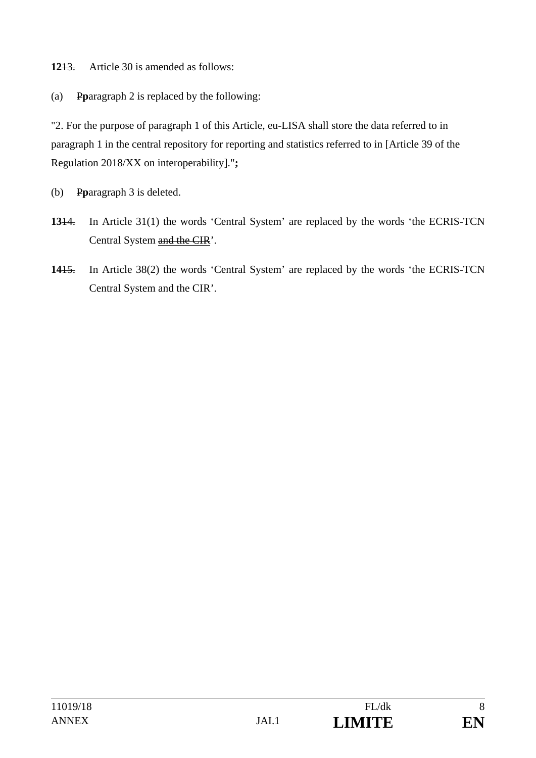**12**~~13.~~ Article 30 is amended as follows:

(a) ~~P~~**p**aragraph 2 is replaced by the following:

"2. For the purpose of paragraph 1 of this Article, eu-LISA shall store the data referred to in paragraph 1 in the central repository for reporting and statistics referred to in [Article 39 of the Regulation 2018/XX on interoperability]."**;**

(b) ~~P~~**p**aragraph 3 is deleted.

**13**~~14.~~ In Article 31(1) the words 'Central System' are replaced by the words 'the ECRIS-TCN Central System ~~and the CIR~~'.

**14**~~15.~~ In Article 38(2) the words 'Central System' are replaced by the words 'the ECRIS-TCN Central System and the CIR'.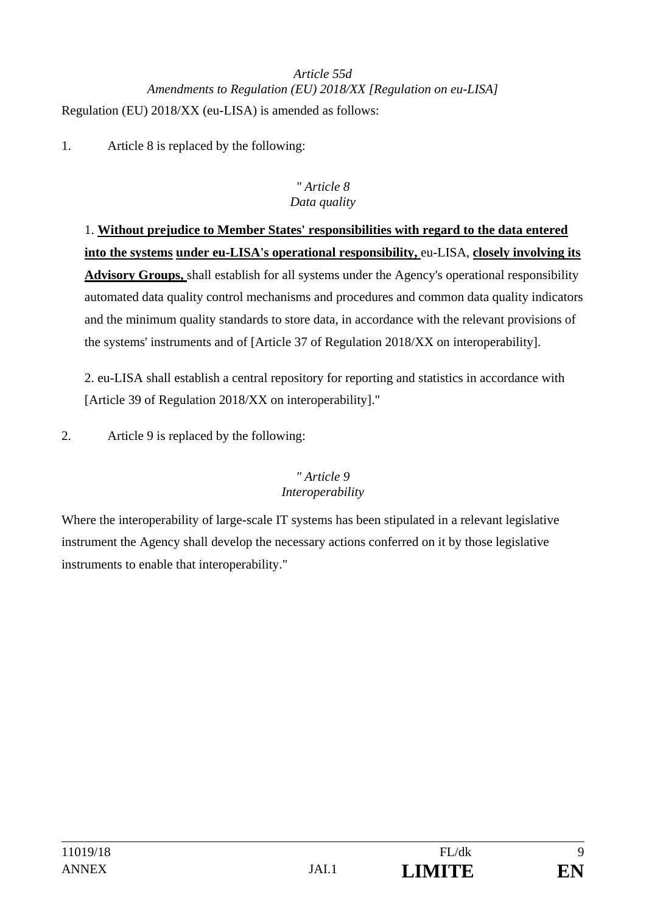*Article 55d*
*Amendments to Regulation (EU) 2018/XX [Regulation on eu-LISA]*

Regulation (EU) 2018/XX (eu-LISA) is amended as follows:

1. Article 8 is replaced by the following:

*" Article 8*
*Data quality*

1. **Without prejudice to Member States' responsibilities with regard to the data entered into the systems under eu-LISA's operational responsibility,** eu-LISA, **closely involving its Advisory Groups,** shall establish for all systems under the Agency's operational responsibility automated data quality control mechanisms and procedures and common data quality indicators and the minimum quality standards to store data, in accordance with the relevant provisions of the systems' instruments and of [Article 37 of Regulation 2018/XX on interoperability].

2. eu-LISA shall establish a central repository for reporting and statistics in accordance with [Article 39 of Regulation 2018/XX on interoperability]."

2. Article 9 is replaced by the following:

*" Article 9*
*Interoperability*

Where the interoperability of large-scale IT systems has been stipulated in a relevant legislative instrument the Agency shall develop the necessary actions conferred on it by those legislative instruments to enable that interoperability."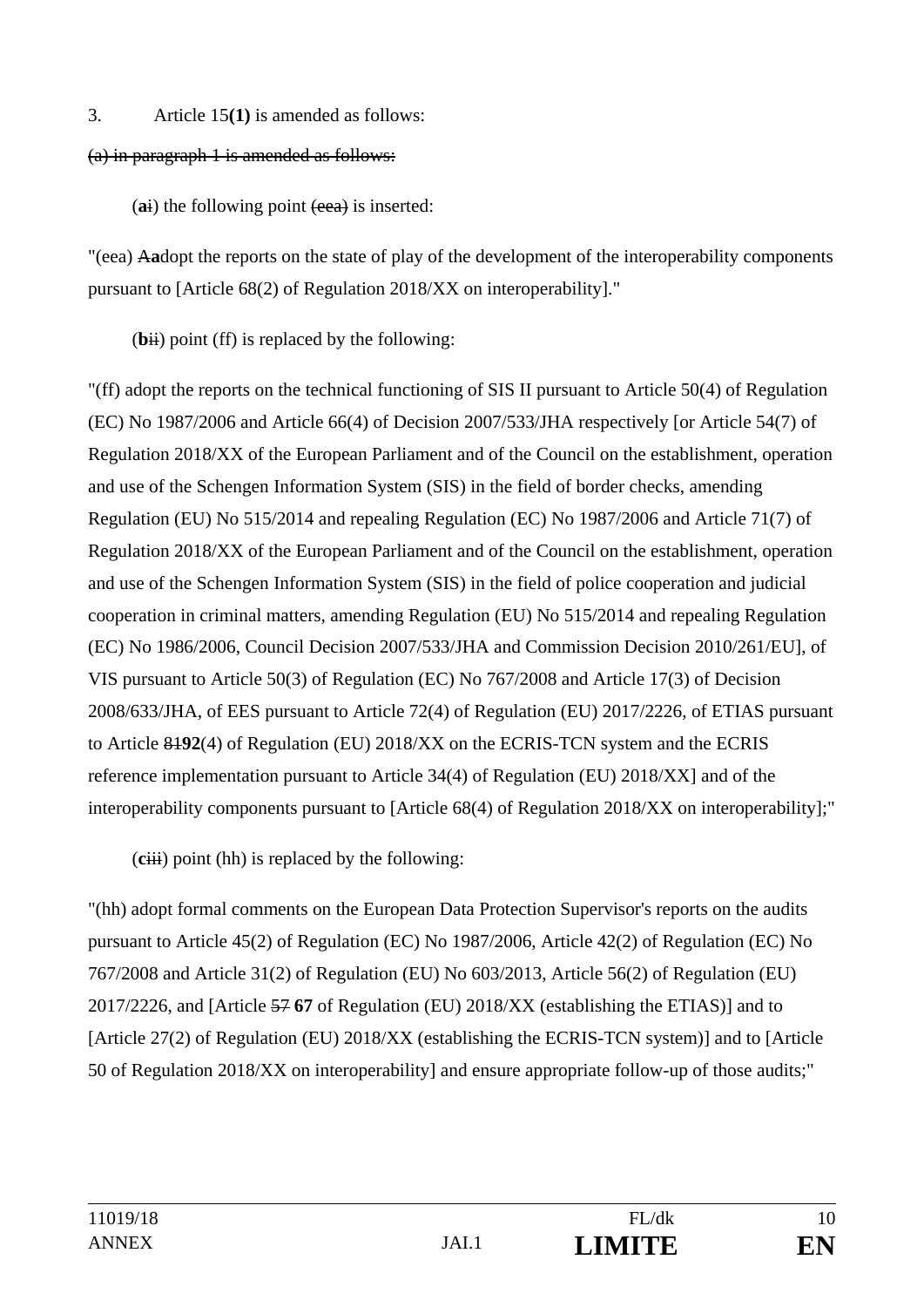3. Article 15**(1)** is amended as follows:

~~(a) in paragraph 1 is amended as follows:~~

(**a**~~i~~) the following point ~~(eea)~~ is inserted:

"(eea) ~~A~~**a**dopt the reports on the state of play of the development of the interoperability components pursuant to [Article 68(2) of Regulation 2018/XX on interoperability]."

(**b**~~ii~~) point (ff) is replaced by the following:

"(ff) adopt the reports on the technical functioning of SIS II pursuant to Article 50(4) of Regulation (EC) No 1987/2006 and Article 66(4) of Decision 2007/533/JHA respectively [or Article 54(7) of Regulation 2018/XX of the European Parliament and of the Council on the establishment, operation and use of the Schengen Information System (SIS) in the field of border checks, amending Regulation (EU) No 515/2014 and repealing Regulation (EC) No 1987/2006 and Article 71(7) of Regulation 2018/XX of the European Parliament and of the Council on the establishment, operation and use of the Schengen Information System (SIS) in the field of police cooperation and judicial cooperation in criminal matters, amending Regulation (EU) No 515/2014 and repealing Regulation (EC) No 1986/2006, Council Decision 2007/533/JHA and Commission Decision 2010/261/EU], of VIS pursuant to Article 50(3) of Regulation (EC) No 767/2008 and Article 17(3) of Decision 2008/633/JHA, of EES pursuant to Article 72(4) of Regulation (EU) 2017/2226, of ETIAS pursuant to Article ~~81~~**92**(4) of Regulation (EU) 2018/XX on the ECRIS-TCN system and the ECRIS reference implementation pursuant to Article 34(4) of Regulation (EU) 2018/XX] and of the interoperability components pursuant to [Article 68(4) of Regulation 2018/XX on interoperability];"

(**c**~~iii~~) point (hh) is replaced by the following:

"(hh) adopt formal comments on the European Data Protection Supervisor's reports on the audits pursuant to Article 45(2) of Regulation (EC) No 1987/2006, Article 42(2) of Regulation (EC) No 767/2008 and Article 31(2) of Regulation (EU) No 603/2013, Article 56(2) of Regulation (EU) 2017/2226, and [Article ~~57~~ **67** of Regulation (EU) 2018/XX (establishing the ETIAS)] and to [Article 27(2) of Regulation (EU) 2018/XX (establishing the ECRIS-TCN system)] and to [Article 50 of Regulation 2018/XX on interoperability] and ensure appropriate follow-up of those audits;"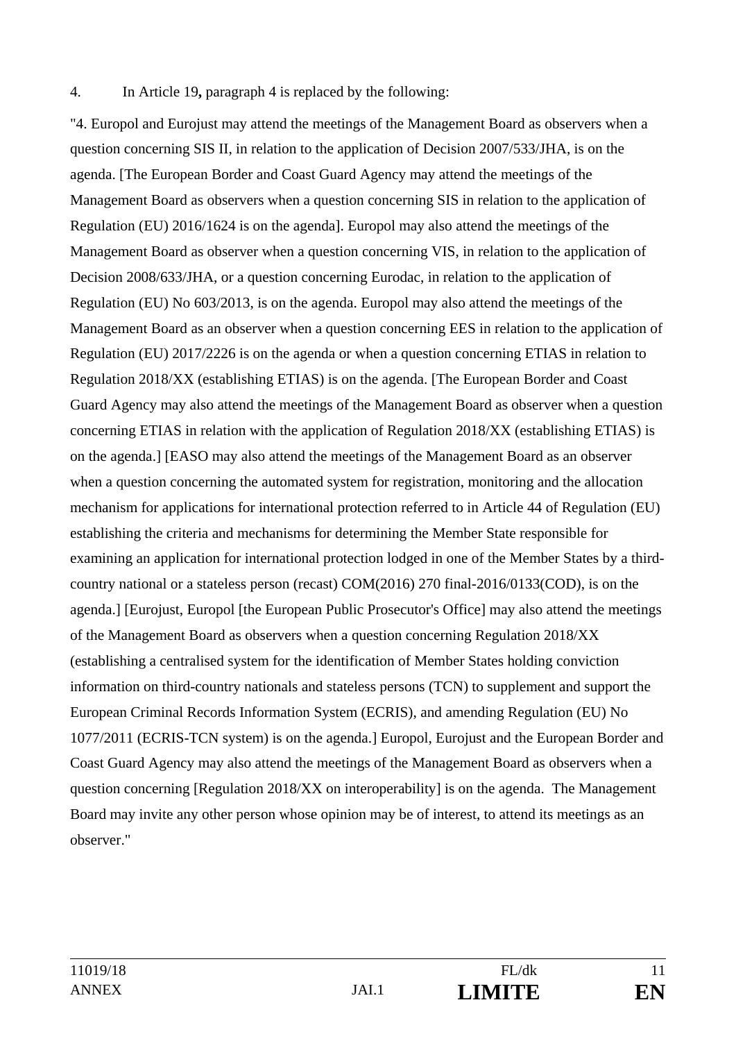4. In Article 19**,** paragraph 4 is replaced by the following:

"4. Europol and Eurojust may attend the meetings of the Management Board as observers when a question concerning SIS II, in relation to the application of Decision 2007/533/JHA, is on the agenda. [The European Border and Coast Guard Agency may attend the meetings of the Management Board as observers when a question concerning SIS in relation to the application of Regulation (EU) 2016/1624 is on the agenda]. Europol may also attend the meetings of the Management Board as observer when a question concerning VIS, in relation to the application of Decision 2008/633/JHA, or a question concerning Eurodac, in relation to the application of Regulation (EU) No 603/2013, is on the agenda. Europol may also attend the meetings of the Management Board as an observer when a question concerning EES in relation to the application of Regulation (EU) 2017/2226 is on the agenda or when a question concerning ETIAS in relation to Regulation 2018/XX (establishing ETIAS) is on the agenda. [The European Border and Coast Guard Agency may also attend the meetings of the Management Board as observer when a question concerning ETIAS in relation with the application of Regulation 2018/XX (establishing ETIAS) is on the agenda.] [EASO may also attend the meetings of the Management Board as an observer when a question concerning the automated system for registration, monitoring and the allocation mechanism for applications for international protection referred to in Article 44 of Regulation (EU) establishing the criteria and mechanisms for determining the Member State responsible for examining an application for international protection lodged in one of the Member States by a third-country national or a stateless person (recast) COM(2016) 270 final-2016/0133(COD), is on the agenda.] [Eurojust, Europol [the European Public Prosecutor's Office] may also attend the meetings of the Management Board as observers when a question concerning Regulation 2018/XX (establishing a centralised system for the identification of Member States holding conviction information on third-country nationals and stateless persons (TCN) to supplement and support the European Criminal Records Information System (ECRIS), and amending Regulation (EU) No 1077/2011 (ECRIS-TCN system) is on the agenda.] Europol, Eurojust and the European Border and Coast Guard Agency may also attend the meetings of the Management Board as observers when a question concerning [Regulation 2018/XX on interoperability] is on the agenda. The Management Board may invite any other person whose opinion may be of interest, to attend its meetings as an observer."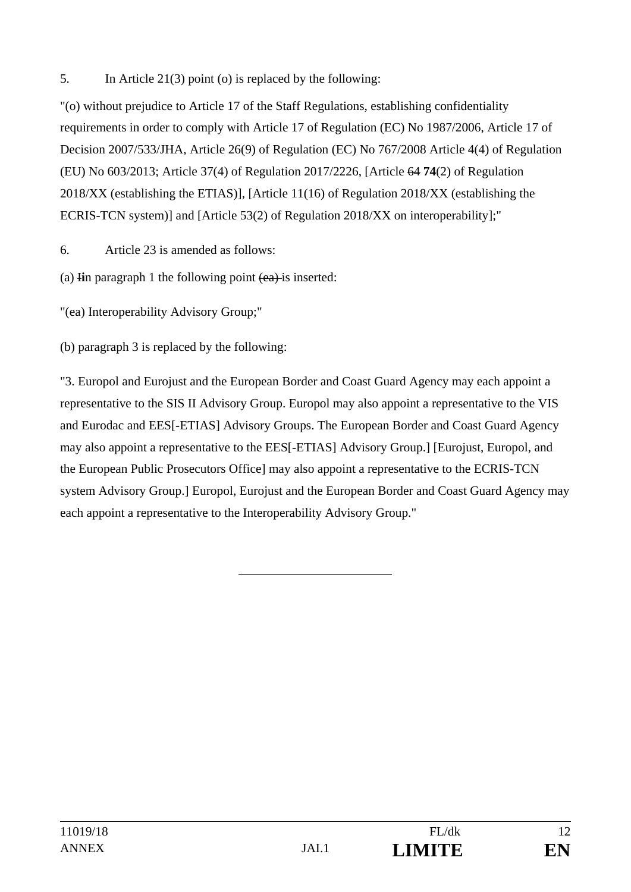5. In Article 21(3) point (o) is replaced by the following:

"(o) without prejudice to Article 17 of the Staff Regulations, establishing confidentiality requirements in order to comply with Article 17 of Regulation (EC) No 1987/2006, Article 17 of Decision 2007/533/JHA, Article 26(9) of Regulation (EC) No 767/2008 Article 4(4) of Regulation (EU) No 603/2013; Article 37(4) of Regulation 2017/2226, [Article ~~64~~ **74**(2) of Regulation 2018/XX (establishing the ETIAS)], [Article 11(16) of Regulation 2018/XX (establishing the ECRIS-TCN system)] and [Article 53(2) of Regulation 2018/XX on interoperability];"

6. Article 23 is amended as follows:

(a) ~~I~~**i**n paragraph 1 the following point ~~(ea)~~ is inserted:

"(ea) Interoperability Advisory Group;"

(b) paragraph 3 is replaced by the following:

"3. Europol and Eurojust and the European Border and Coast Guard Agency may each appoint a representative to the SIS II Advisory Group. Europol may also appoint a representative to the VIS and Eurodac and EES[-ETIAS] Advisory Groups. The European Border and Coast Guard Agency may also appoint a representative to the EES[-ETIAS] Advisory Group.] [Eurojust, Europol, and the European Public Prosecutors Office] may also appoint a representative to the ECRIS-TCN system Advisory Group.] Europol, Eurojust and the European Border and Coast Guard Agency may each appoint a representative to the Interoperability Advisory Group."